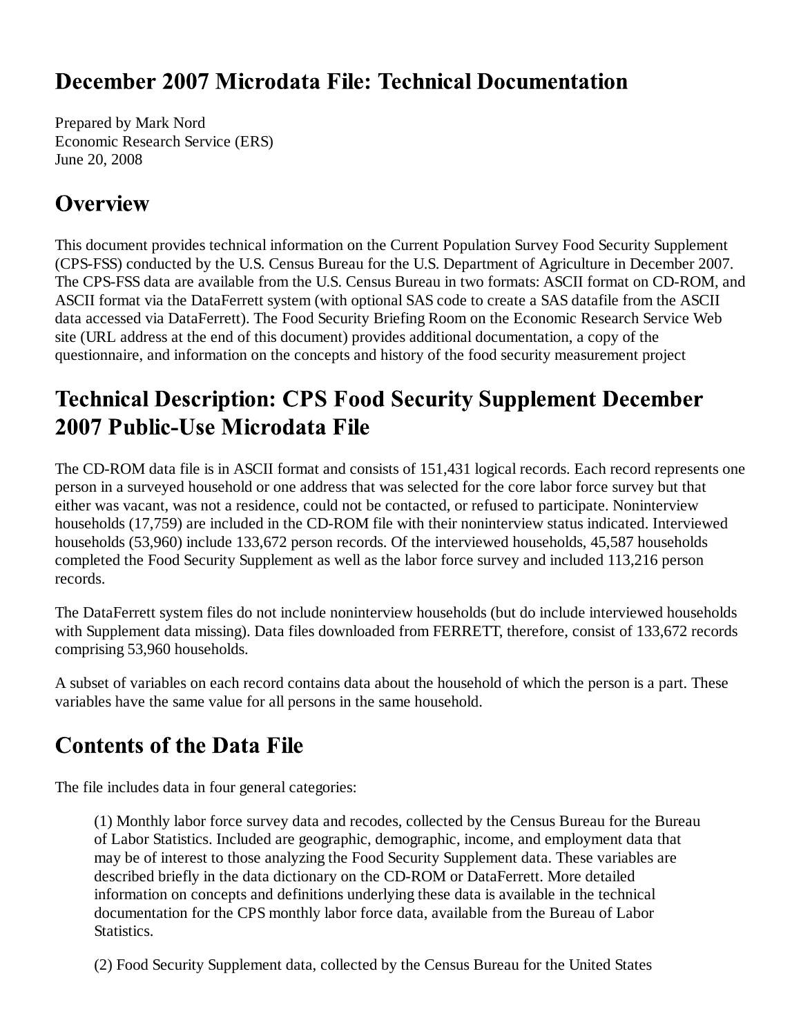# December 2007 Microdata File: Technical Documentation

Prepared by Mark Nord
Economic Research Service (ERS)
June 20, 2008

## Overview

This document provides technical information on the Current Population Survey Food Security Supplement (CPS-FSS) conducted by the U.S. Census Bureau for the U.S. Department of Agriculture in December 2007. The CPS-FSS data are available from the U.S. Census Bureau in two formats: ASCII format on CD-ROM, and ASCII format via the DataFerrett system (with optional SAS code to create a SAS datafile from the ASCII data accessed via DataFerrett). The Food Security Briefing Room on the Economic Research Service Web site (URL address at the end of this document) provides additional documentation, a copy of the questionnaire, and information on the concepts and history of the food security measurement project

## Technical Description: CPS Food Security Supplement December 2007 Public-Use Microdata File

The CD-ROM data file is in ASCII format and consists of 151,431 logical records. Each record represents one person in a surveyed household or one address that was selected for the core labor force survey but that either was vacant, was not a residence, could not be contacted, or refused to participate. Noninterview households (17,759) are included in the CD-ROM file with their noninterview status indicated. Interviewed households (53,960) include 133,672 person records. Of the interviewed households, 45,587 households completed the Food Security Supplement as well as the labor force survey and included 113,216 person records.

The DataFerrett system files do not include noninterview households (but do include interviewed households with Supplement data missing). Data files downloaded from FERRETT, therefore, consist of 133,672 records comprising 53,960 households.

A subset of variables on each record contains data about the household of which the person is a part. These variables have the same value for all persons in the same household.

## Contents of the Data File

The file includes data in four general categories:

> (1) Monthly labor force survey data and recodes, collected by the Census Bureau for the Bureau of Labor Statistics. Included are geographic, demographic, income, and employment data that may be of interest to those analyzing the Food Security Supplement data. These variables are described briefly in the data dictionary on the CD-ROM or DataFerrett. More detailed information on concepts and definitions underlying these data is available in the technical documentation for the CPS monthly labor force data, available from the Bureau of Labor Statistics.
>
> (2) Food Security Supplement data, collected by the Census Bureau for the United States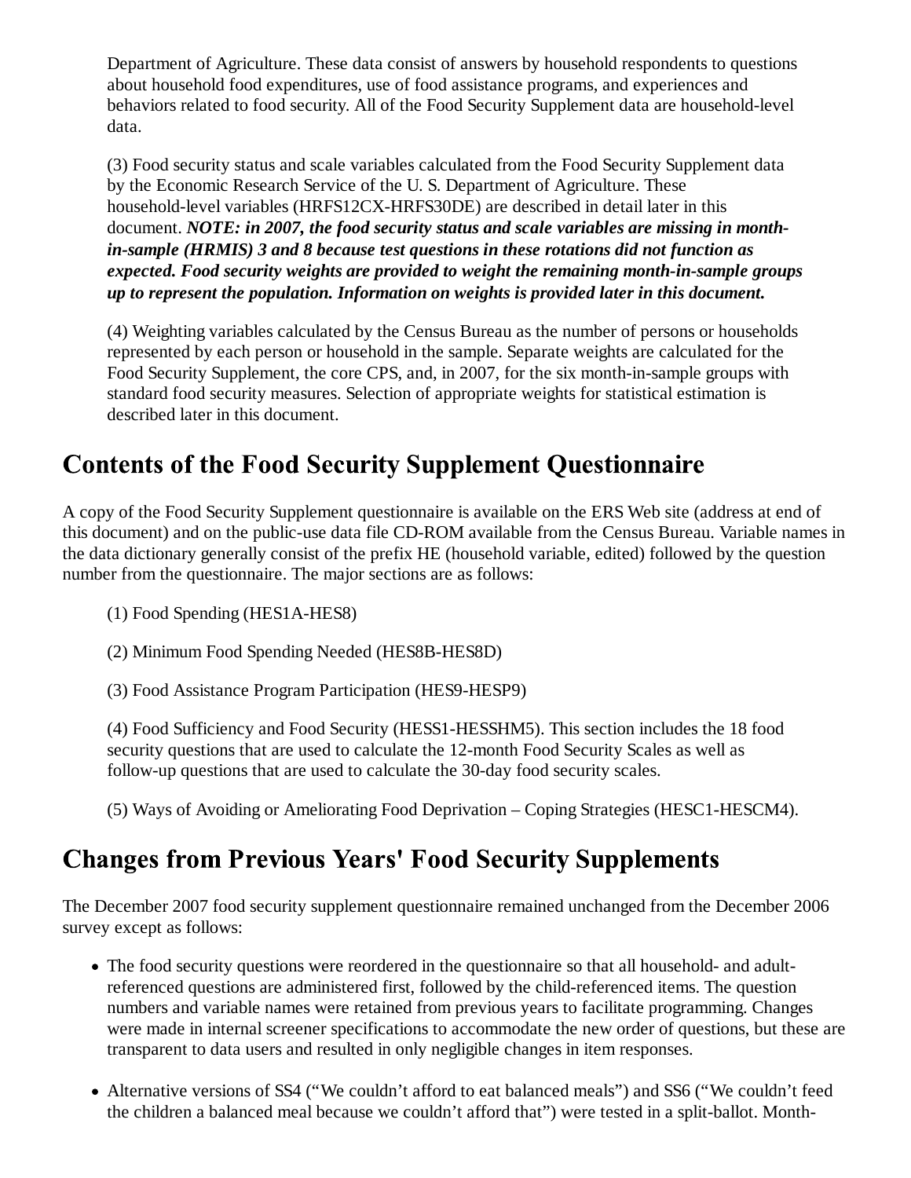Department of Agriculture. These data consist of answers by household respondents to questions about household food expenditures, use of food assistance programs, and experiences and behaviors related to food security. All of the Food Security Supplement data are household-level data.

(3) Food security status and scale variables calculated from the Food Security Supplement data by the Economic Research Service of the U. S. Department of Agriculture. These household-level variables (HRFS12CX-HRFS30DE) are described in detail later in this document. ***NOTE: in 2007, the food security status and scale variables are missing in month-in-sample (HRMIS) 3 and 8 because test questions in these rotations did not function as expected. Food security weights are provided to weight the remaining month-in-sample groups up to represent the population. Information on weights is provided later in this document.***

(4) Weighting variables calculated by the Census Bureau as the number of persons or households represented by each person or household in the sample. Separate weights are calculated for the Food Security Supplement, the core CPS, and, in 2007, for the six month-in-sample groups with standard food security measures. Selection of appropriate weights for statistical estimation is described later in this document.

## Contents of the Food Security Supplement Questionnaire

A copy of the Food Security Supplement questionnaire is available on the ERS Web site (address at end of this document) and on the public-use data file CD-ROM available from the Census Bureau. Variable names in the data dictionary generally consist of the prefix HE (household variable, edited) followed by the question number from the questionnaire. The major sections are as follows:

(1) Food Spending (HES1A-HES8)

(2) Minimum Food Spending Needed (HES8B-HES8D)

(3) Food Assistance Program Participation (HES9-HESP9)

(4) Food Sufficiency and Food Security (HESS1-HESSHM5). This section includes the 18 food security questions that are used to calculate the 12-month Food Security Scales as well as follow-up questions that are used to calculate the 30-day food security scales.

(5) Ways of Avoiding or Ameliorating Food Deprivation – Coping Strategies (HESC1-HESCM4).

## Changes from Previous Years' Food Security Supplements

The December 2007 food security supplement questionnaire remained unchanged from the December 2006 survey except as follows:

- The food security questions were reordered in the questionnaire so that all household- and adult-referenced questions are administered first, followed by the child-referenced items. The question numbers and variable names were retained from previous years to facilitate programming. Changes were made in internal screener specifications to accommodate the new order of questions, but these are transparent to data users and resulted in only negligible changes in item responses.

- Alternative versions of SS4 ("We couldn't afford to eat balanced meals") and SS6 ("We couldn't feed the children a balanced meal because we couldn't afford that") were tested in a split-ballot. Month-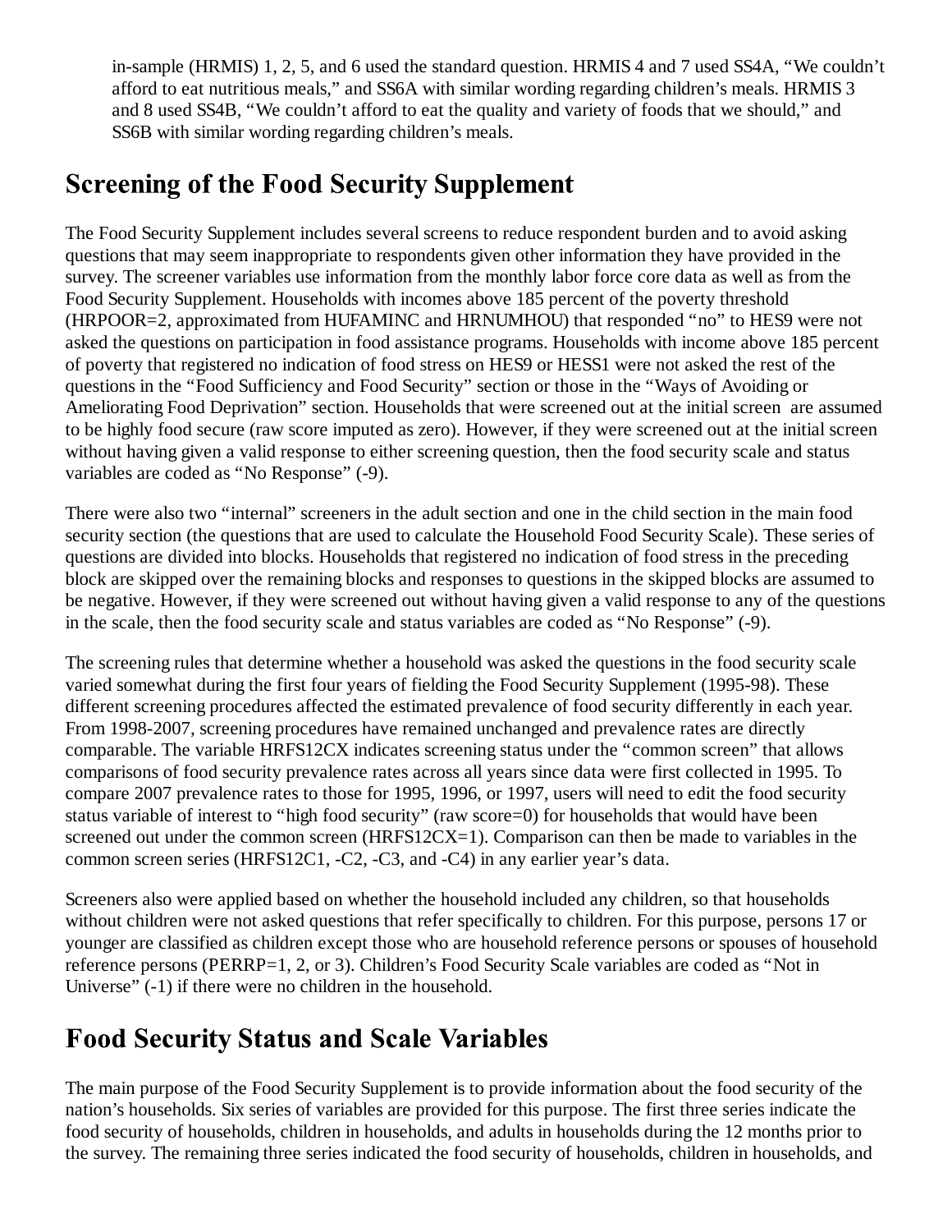in-sample (HRMIS) 1, 2, 5, and 6 used the standard question. HRMIS 4 and 7 used SS4A, "We couldn't afford to eat nutritious meals," and SS6A with similar wording regarding children's meals. HRMIS 3 and 8 used SS4B, "We couldn't afford to eat the quality and variety of foods that we should," and SS6B with similar wording regarding children's meals.

## Screening of the Food Security Supplement

The Food Security Supplement includes several screens to reduce respondent burden and to avoid asking questions that may seem inappropriate to respondents given other information they have provided in the survey. The screener variables use information from the monthly labor force core data as well as from the Food Security Supplement. Households with incomes above 185 percent of the poverty threshold (HRPOOR=2, approximated from HUFAMINC and HRNUMHOU) that responded "no" to HES9 were not asked the questions on participation in food assistance programs. Households with income above 185 percent of poverty that registered no indication of food stress on HES9 or HESS1 were not asked the rest of the questions in the "Food Sufficiency and Food Security" section or those in the "Ways of Avoiding or Ameliorating Food Deprivation" section. Households that were screened out at the initial screen are assumed to be highly food secure (raw score imputed as zero). However, if they were screened out at the initial screen without having given a valid response to either screening question, then the food security scale and status variables are coded as "No Response" (-9).

There were also two "internal" screeners in the adult section and one in the child section in the main food security section (the questions that are used to calculate the Household Food Security Scale). These series of questions are divided into blocks. Households that registered no indication of food stress in the preceding block are skipped over the remaining blocks and responses to questions in the skipped blocks are assumed to be negative. However, if they were screened out without having given a valid response to any of the questions in the scale, then the food security scale and status variables are coded as "No Response" (-9).

The screening rules that determine whether a household was asked the questions in the food security scale varied somewhat during the first four years of fielding the Food Security Supplement (1995-98). These different screening procedures affected the estimated prevalence of food security differently in each year. From 1998-2007, screening procedures have remained unchanged and prevalence rates are directly comparable. The variable HRFS12CX indicates screening status under the "common screen" that allows comparisons of food security prevalence rates across all years since data were first collected in 1995. To compare 2007 prevalence rates to those for 1995, 1996, or 1997, users will need to edit the food security status variable of interest to "high food security" (raw score=0) for households that would have been screened out under the common screen (HRFS12CX=1). Comparison can then be made to variables in the common screen series (HRFS12C1, -C2, -C3, and -C4) in any earlier year's data.

Screeners also were applied based on whether the household included any children, so that households without children were not asked questions that refer specifically to children. For this purpose, persons 17 or younger are classified as children except those who are household reference persons or spouses of household reference persons (PERRP=1, 2, or 3). Children's Food Security Scale variables are coded as "Not in Universe" (-1) if there were no children in the household.

## Food Security Status and Scale Variables

The main purpose of the Food Security Supplement is to provide information about the food security of the nation's households. Six series of variables are provided for this purpose. The first three series indicate the food security of households, children in households, and adults in households during the 12 months prior to the survey. The remaining three series indicated the food security of households, children in households, and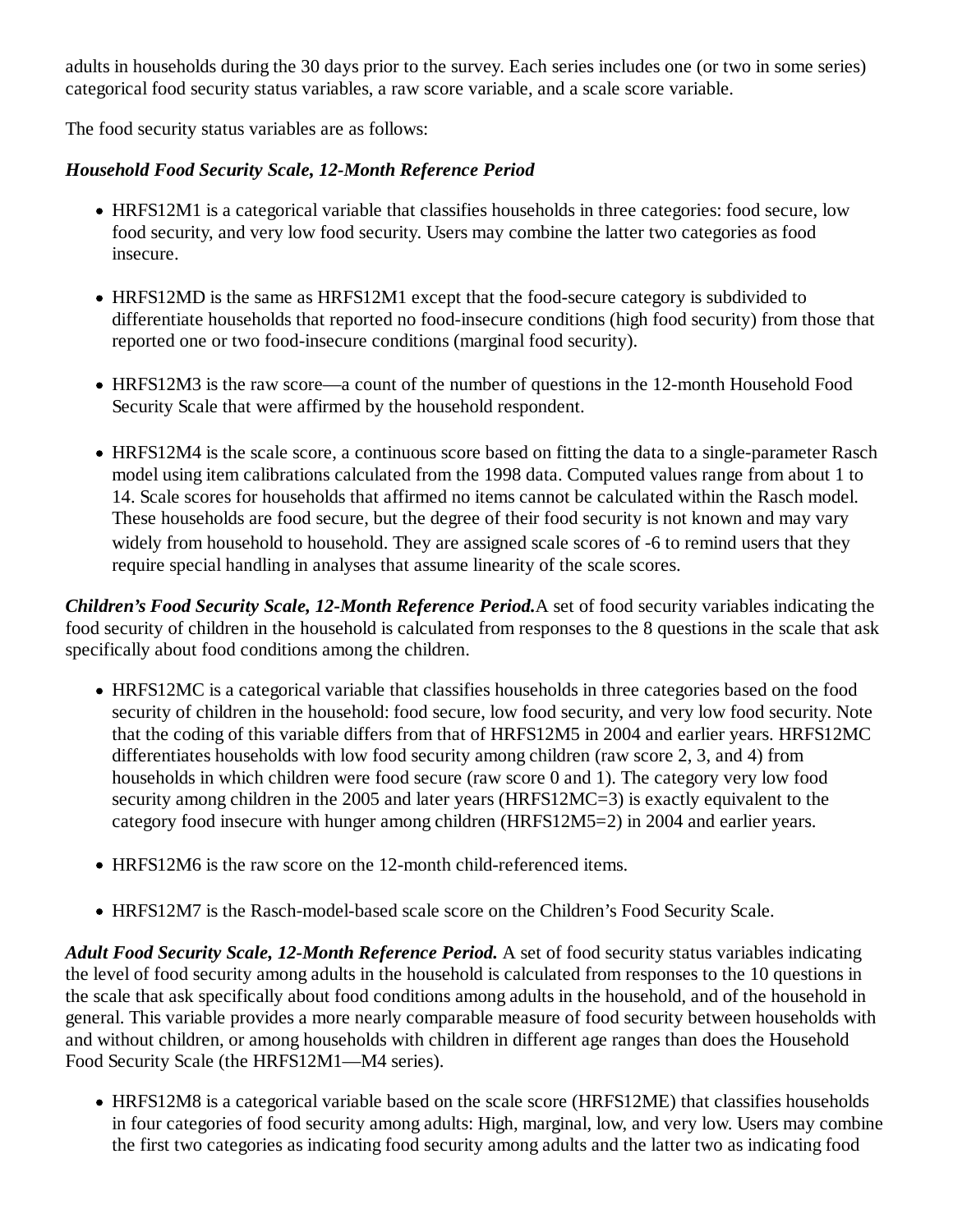adults in households during the 30 days prior to the survey. Each series includes one (or two in some series) categorical food security status variables, a raw score variable, and a scale score variable.

The food security status variables are as follows:

***Household Food Security Scale, 12-Month Reference Period***

- HRFS12M1 is a categorical variable that classifies households in three categories: food secure, low food security, and very low food security. Users may combine the latter two categories as food insecure.
- HRFS12MD is the same as HRFS12M1 except that the food-secure category is subdivided to differentiate households that reported no food-insecure conditions (high food security) from those that reported one or two food-insecure conditions (marginal food security).
- HRFS12M3 is the raw score—a count of the number of questions in the 12-month Household Food Security Scale that were affirmed by the household respondent.
- HRFS12M4 is the scale score, a continuous score based on fitting the data to a single-parameter Rasch model using item calibrations calculated from the 1998 data. Computed values range from about 1 to 14. Scale scores for households that affirmed no items cannot be calculated within the Rasch model. These households are food secure, but the degree of their food security is not known and may vary widely from household to household. They are assigned scale scores of -6 to remind users that they require special handling in analyses that assume linearity of the scale scores.

***Children's Food Security Scale, 12-Month Reference Period.*** A set of food security variables indicating the food security of children in the household is calculated from responses to the 8 questions in the scale that ask specifically about food conditions among the children.

- HRFS12MC is a categorical variable that classifies households in three categories based on the food security of children in the household: food secure, low food security, and very low food security. Note that the coding of this variable differs from that of HRFS12M5 in 2004 and earlier years. HRFS12MC differentiates households with low food security among children (raw score 2, 3, and 4) from households in which children were food secure (raw score 0 and 1). The category very low food security among children in the 2005 and later years (HRFS12MC=3) is exactly equivalent to the category food insecure with hunger among children (HRFS12M5=2) in 2004 and earlier years.
- HRFS12M6 is the raw score on the 12-month child-referenced items.
- HRFS12M7 is the Rasch-model-based scale score on the Children's Food Security Scale.

***Adult Food Security Scale, 12-Month Reference Period.*** A set of food security status variables indicating the level of food security among adults in the household is calculated from responses to the 10 questions in the scale that ask specifically about food conditions among adults in the household, and of the household in general. This variable provides a more nearly comparable measure of food security between households with and without children, or among households with children in different age ranges than does the Household Food Security Scale (the HRFS12M1—M4 series).

- HRFS12M8 is a categorical variable based on the scale score (HRFS12ME) that classifies households in four categories of food security among adults: High, marginal, low, and very low. Users may combine the first two categories as indicating food security among adults and the latter two as indicating food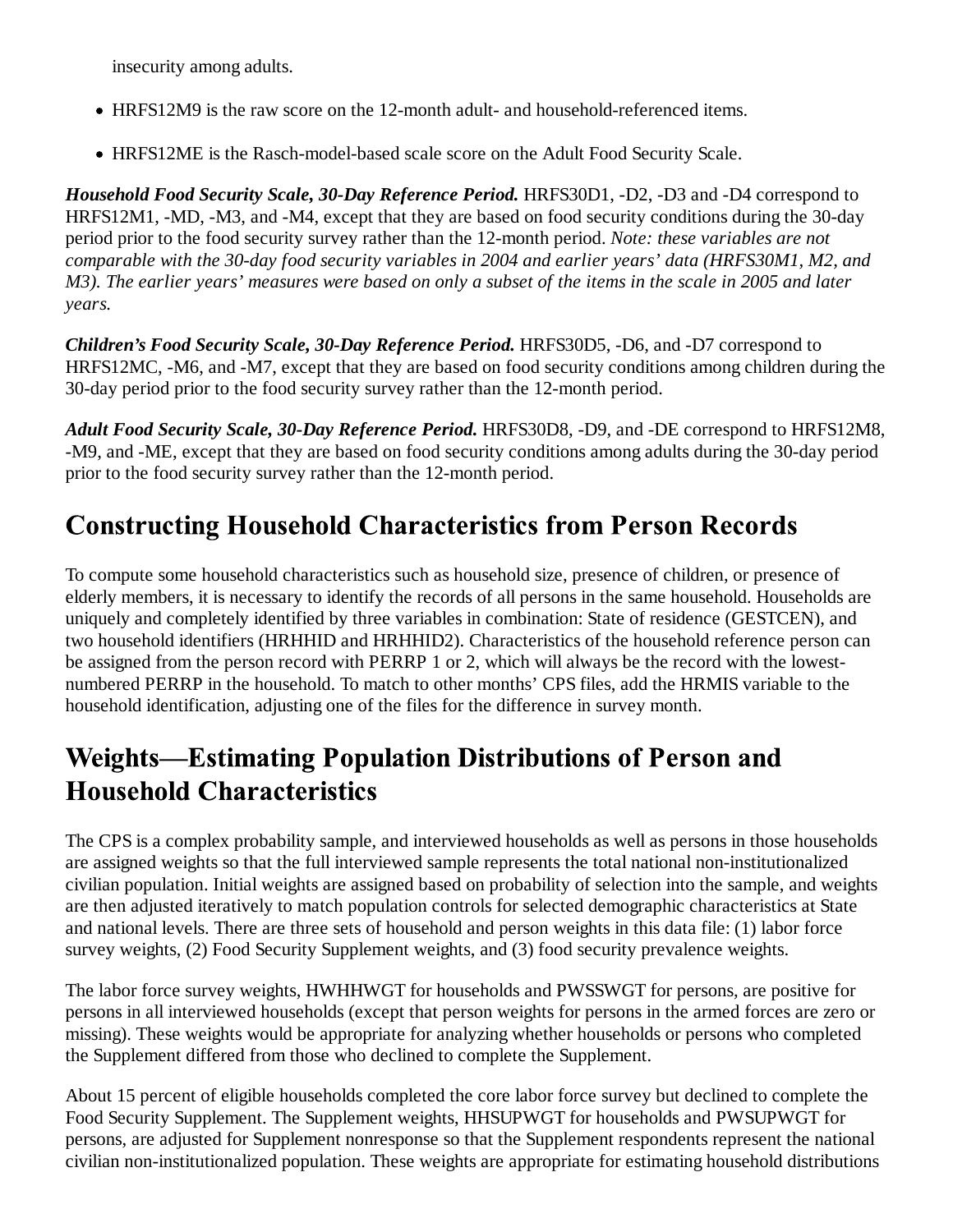insecurity among adults.

- HRFS12M9 is the raw score on the 12-month adult- and household-referenced items.
- HRFS12ME is the Rasch-model-based scale score on the Adult Food Security Scale.

***Household Food Security Scale, 30-Day Reference Period.*** HRFS30D1, -D2, -D3 and -D4 correspond to HRFS12M1, -MD, -M3, and -M4, except that they are based on food security conditions during the 30-day period prior to the food security survey rather than the 12-month period. *Note: these variables are not comparable with the 30-day food security variables in 2004 and earlier years' data (HRFS30M1, M2, and M3). The earlier years' measures were based on only a subset of the items in the scale in 2005 and later years.*

***Children's Food Security Scale, 30-Day Reference Period.*** HRFS30D5, -D6, and -D7 correspond to HRFS12MC, -M6, and -M7, except that they are based on food security conditions among children during the 30-day period prior to the food security survey rather than the 12-month period.

***Adult Food Security Scale, 30-Day Reference Period.*** HRFS30D8, -D9, and -DE correspond to HRFS12M8, -M9, and -ME, except that they are based on food security conditions among adults during the 30-day period prior to the food security survey rather than the 12-month period.

## Constructing Household Characteristics from Person Records

To compute some household characteristics such as household size, presence of children, or presence of elderly members, it is necessary to identify the records of all persons in the same household. Households are uniquely and completely identified by three variables in combination: State of residence (GESTCEN), and two household identifiers (HRHHID and HRHHID2). Characteristics of the household reference person can be assigned from the person record with PERRP 1 or 2, which will always be the record with the lowest-numbered PERRP in the household. To match to other months' CPS files, add the HRMIS variable to the household identification, adjusting one of the files for the difference in survey month.

## Weights—Estimating Population Distributions of Person and Household Characteristics

The CPS is a complex probability sample, and interviewed households as well as persons in those households are assigned weights so that the full interviewed sample represents the total national non-institutionalized civilian population. Initial weights are assigned based on probability of selection into the sample, and weights are then adjusted iteratively to match population controls for selected demographic characteristics at State and national levels. There are three sets of household and person weights in this data file: (1) labor force survey weights, (2) Food Security Supplement weights, and (3) food security prevalence weights.

The labor force survey weights, HWHHWGT for households and PWSSWGT for persons, are positive for persons in all interviewed households (except that person weights for persons in the armed forces are zero or missing). These weights would be appropriate for analyzing whether households or persons who completed the Supplement differed from those who declined to complete the Supplement.

About 15 percent of eligible households completed the core labor force survey but declined to complete the Food Security Supplement. The Supplement weights, HHSUPWGT for households and PWSUPWGT for persons, are adjusted for Supplement nonresponse so that the Supplement respondents represent the national civilian non-institutionalized population. These weights are appropriate for estimating household distributions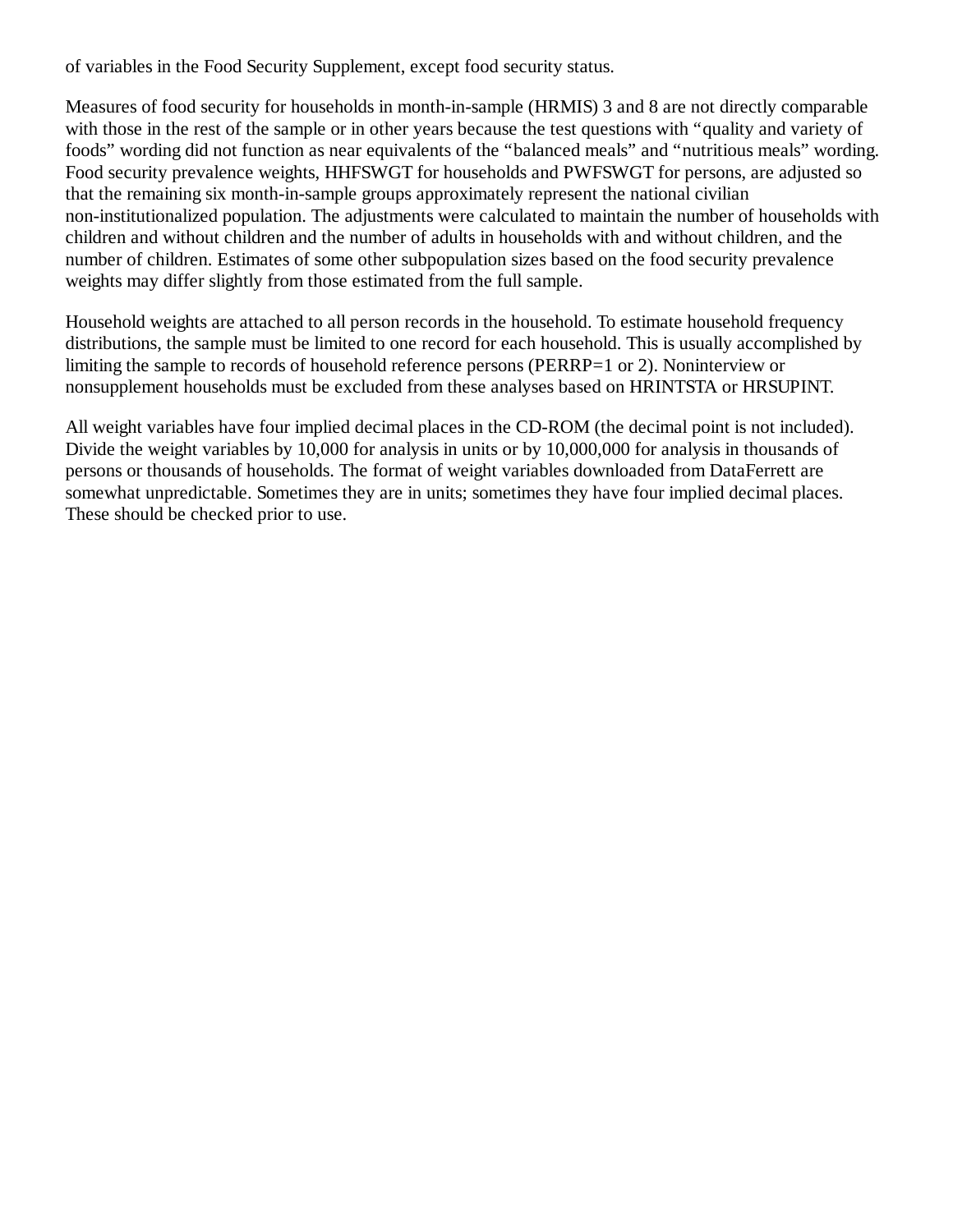of variables in the Food Security Supplement, except food security status.

Measures of food security for households in month-in-sample (HRMIS) 3 and 8 are not directly comparable with those in the rest of the sample or in other years because the test questions with "quality and variety of foods" wording did not function as near equivalents of the "balanced meals" and "nutritious meals" wording. Food security prevalence weights, HHFSWGT for households and PWFSWGT for persons, are adjusted so that the remaining six month-in-sample groups approximately represent the national civilian non-institutionalized population. The adjustments were calculated to maintain the number of households with children and without children and the number of adults in households with and without children, and the number of children. Estimates of some other subpopulation sizes based on the food security prevalence weights may differ slightly from those estimated from the full sample.

Household weights are attached to all person records in the household. To estimate household frequency distributions, the sample must be limited to one record for each household. This is usually accomplished by limiting the sample to records of household reference persons (PERRP=1 or 2). Noninterview or nonsupplement households must be excluded from these analyses based on HRINTSTA or HRSUPINT.

All weight variables have four implied decimal places in the CD-ROM (the decimal point is not included). Divide the weight variables by 10,000 for analysis in units or by 10,000,000 for analysis in thousands of persons or thousands of households. The format of weight variables downloaded from DataFerrett are somewhat unpredictable. Sometimes they are in units; sometimes they have four implied decimal places. These should be checked prior to use.